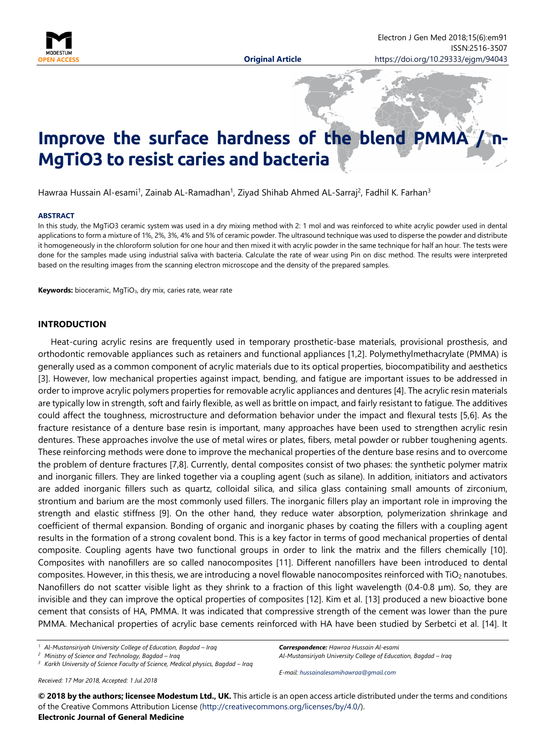**Original Article**

# Improve the surface hardness of the blend PMMA / n-MgTiO3 to resist caries and bacteria

Hawraa Hussain Al-esami[1], Zainab AL-Ramadhan[1], Ziyad Shihab Ahmed AL-Sarraj[2], Fadhil K. Farhan[3]

**ABSTRACT**

In this study, the MgTiO3 ceramic system was used in a dry mixing method with 2: 1 mol and was reinforced to white acrylic powder used in dental applications to form a mixture of 1%, 2%, 3%, 4% and 5% of ceramic powder. The ultrasound technique was used to disperse the powder and distribute it homogeneously in the chloroform solution for one hour and then mixed it with acrylic powder in the same technique for half an hour. The tests were done for the samples made using industrial saliva with bacteria. Calculate the rate of wear using Pin on disc method. The results were interpreted based on the resulting images from the scanning electron microscope and the density of the prepared samples.

**Keywords:** bioceramic, $MgTiO_3$, dry mix, caries rate, wear rate

## INTRODUCTION

Heat-curing acrylic resins are frequently used in temporary prosthetic-base materials, provisional prosthesis, and orthodontic removable appliances such as retainers and functional appliances [1,2]. Polymethylmethacrylate (PMMA) is generally used as a common component of acrylic materials due to its optical properties, biocompatibility and aesthetics [3]. However, low mechanical properties against impact, bending, and fatigue are important issues to be addressed in order to improve acrylic polymers properties for removable acrylic appliances and dentures [4]. The acrylic resin materials are typically low in strength, soft and fairly flexible, as well as brittle on impact, and fairly resistant to fatigue. The additives could affect the toughness, microstructure and deformation behavior under the impact and flexural tests [5,6]. As the fracture resistance of a denture base resin is important, many approaches have been used to strengthen acrylic resin dentures. These approaches involve the use of metal wires or plates, fibers, metal powder or rubber toughening agents. These reinforcing methods were done to improve the mechanical properties of the denture base resins and to overcome the problem of denture fractures [7,8]. Currently, dental composites consist of two phases: the synthetic polymer matrix and inorganic fillers. They are linked together via a coupling agent (such as silane). In addition, initiators and activators are added inorganic fillers such as quartz, colloidal silica, and silica glass containing small amounts of zirconium, strontium and barium are the most commonly used fillers. The inorganic fillers play an important role in improving the strength and elastic stiffness [9]. On the other hand, they reduce water absorption, polymerization shrinkage and coefficient of thermal expansion. Bonding of organic and inorganic phases by coating the fillers with a coupling agent results in the formation of a strong covalent bond. This is a key factor in terms of good mechanical properties of dental composite. Coupling agents have two functional groups in order to link the matrix and the fillers chemically [10]. Composites with nanofillers are so called nanocomposites [11]. Different nanofillers have been introduced to dental composites. However, in this thesis, we are introducing a novel flowable nanocomposites reinforced with $TiO_2$ nanotubes. Nanofillers do not scatter visible light as they shrink to a fraction of this light wavelength (0.4-0.8 µm). So, they are invisible and they can improve the optical properties of composites [12]. Kim et al. [13] produced a new bioactive bone cement that consists of HA, PMMA. It was indicated that compressive strength of the cement was lower than the pure PMMA. Mechanical properties of acrylic base cements reinforced with HA have been studied by Serbetci et al. [14]. It

[1] Al-Mustansiriyah University College of Education, Bagdad – Iraq
[2] Ministry of Science and Technology, Bagdad – Iraq
[3] Karkh University of Science Faculty of Science, Medical physics, Bagdad – Iraq

*Received: 17 Mar 2018, Accepted: 1 Jul 2018*

***Correspondence:** Hawraa Hussain Al-esami*
*Al-Mustansiriyah University College of Education, Bagdad – Iraq*

*E-mail: hussainalesamihawraa@gmail.com*

**© 2018 by the authors; licensee Modestum Ltd., UK.** This article is an open access article distributed under the terms and conditions of the Creative Commons Attribution License (http://creativecommons.org/licenses/by/4.0/).
**Electronic Journal of General Medicine**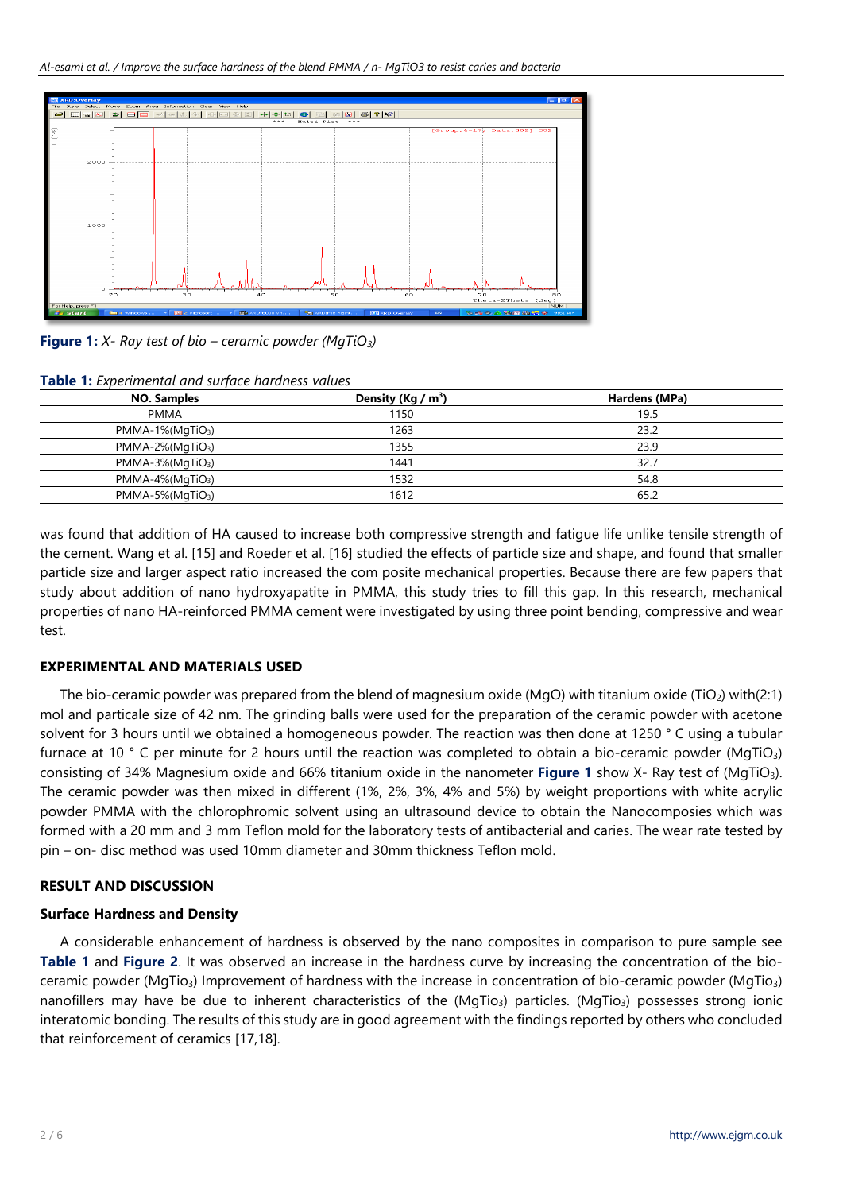**Figure 1:** *X- Ray test of bio – ceramic powder ($MgTiO_3$)*

**Table 1:** *Experimental and surface hardness values*

| NO. Samples | Density (Kg / $m^3$) | Hardens (MPa) |
|---|---|---|
| PMMA | 1150 | 19.5 |
| PMMA-1%($MgTiO_3$) | 1263 | 23.2 |
| PMMA-2%($MgTiO_3$) | 1355 | 23.9 |
| PMMA-3%($MgTiO_3$) | 1441 | 32.7 |
| PMMA-4%($MgTiO_3$) | 1532 | 54.8 |
| PMMA-5%($MgTiO_3$) | 1612 | 65.2 |

was found that addition of HA caused to increase both compressive strength and fatigue life unlike tensile strength of the cement. Wang et al. [15] and Roeder et al. [16] studied the effects of particle size and shape, and found that smaller particle size and larger aspect ratio increased the com posite mechanical properties. Because there are few papers that study about addition of nano hydroxyapatite in PMMA, this study tries to fill this gap. In this research, mechanical properties of nano HA-reinforced PMMA cement were investigated by using three point bending, compressive and wear test.

## EXPERIMENTAL AND MATERIALS USED

The bio-ceramic powder was prepared from the blend of magnesium oxide (MgO) with titanium oxide ($TiO_2$) with(2:1) mol and particale size of 42 nm. The grinding balls were used for the preparation of the ceramic powder with acetone solvent for 3 hours until we obtained a homogeneous powder. The reaction was then done at 1250 ° C using a tubular furnace at 10 ° C per minute for 2 hours until the reaction was completed to obtain a bio-ceramic powder ($MgTiO_3$) consisting of 34% Magnesium oxide and 66% titanium oxide in the nanometer **Figure 1** show X- Ray test of ($MgTiO_3$). The ceramic powder was then mixed in different (1%, 2%, 3%, 4% and 5%) by weight proportions with white acrylic powder PMMA with the chlorophromic solvent using an ultrasound device to obtain the Nanocomposies which was formed with a 20 mm and 3 mm Teflon mold for the laboratory tests of antibacterial and caries. The wear rate tested by pin – on- disc method was used 10mm diameter and 30mm thickness Teflon mold.

## RESULT AND DISCUSSION

### Surface Hardness and Density

A considerable enhancement of hardness is observed by the nano composites in comparison to pure sample see **Table 1** and **Figure 2**. It was observed an increase in the hardness curve by increasing the concentration of the bio-ceramic powder ($MgTio_3$) Improvement of hardness with the increase in concentration of bio-ceramic powder ($MgTio_3$) nanofillers may have be due to inherent characteristics of the ($MgTio_3$) particles. ($MgTio_3$) possesses strong ionic interatomic bonding. The results of this study are in good agreement with the findings reported by others who concluded that reinforcement of ceramics [17,18].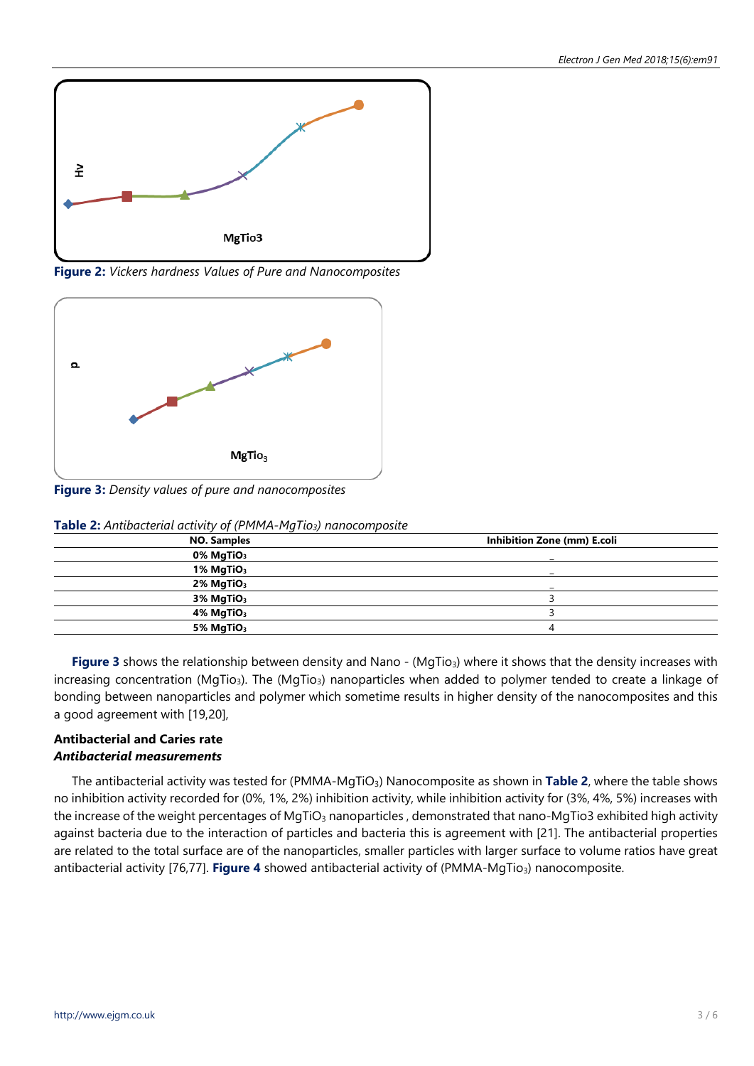**Figure 2:** *Vickers hardness Values of Pure and Nanocomposites*

**Figure 3:** *Density values of pure and nanocomposites*

**Table 2:** *Antibacterial activity of (PMMA-$MgTio_3$) nanocomposite*

| NO. Samples | Inhibition Zone (mm) E.coli |
|---|---|
| **0% $MgTiO_3$** | _ |
| **1% $MgTiO_3$** | _ |
| **2% $MgTiO_3$** | _ |
| **3% $MgTiO_3$** | 3 |
| **4% $MgTiO_3$** | 3 |
| **5% $MgTiO_3$** | 4 |

**Figure 3** shows the relationship between density and Nano - ($MgTio_3$) where it shows that the density increases with increasing concentration ($MgTio_3$). The ($MgTio_3$) nanoparticles when added to polymer tended to create a linkage of bonding between nanoparticles and polymer which sometime results in higher density of the nanocomposites and this a good agreement with [19,20],

### Antibacterial and Caries rate

#### *Antibacterial measurements*

The antibacterial activity was tested for (PMMA-$MgTiO_3$) Nanocomposite as shown in **Table 2**, where the table shows no inhibition activity recorded for (0%, 1%, 2%) inhibition activity, while inhibition activity for (3%, 4%, 5%) increases with the increase of the weight percentages of $MgTiO_3$ nanoparticles , demonstrated that nano-MgTio3 exhibited high activity against bacteria due to the interaction of particles and bacteria this is agreement with [21]. The antibacterial properties are related to the total surface are of the nanoparticles, smaller particles with larger surface to volume ratios have great antibacterial activity [76,77]. **Figure 4** showed antibacterial activity of (PMMA-$MgTiO_3$) nanocomposite.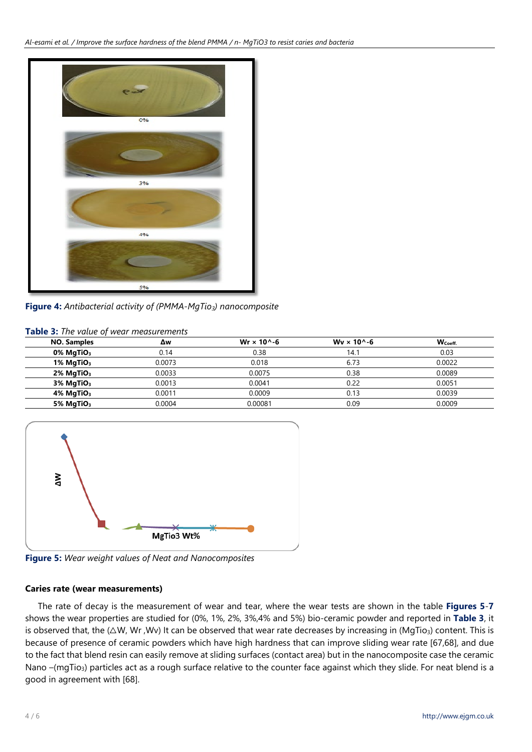Figure 4: *Antibacterial activity of (PMMA-MgTio$_3$) nanocomposite*

Table 3: *The value of wear measurements*

| NO. Samples | Δw | Wr × 10^-6 | Wv × 10^-6 | $W_{Coeff.}$ |
|---|---|---|---|---|
| **0% $MgTiO_3$** | 0.14 | 0.38 | 14.1 | 0.03 |
| **1% $MgTiO_3$** | 0.0073 | 0.018 | 6.73 | 0.0022 |
| **2% $MgTiO_3$** | 0.0033 | 0.0075 | 0.38 | 0.0089 |
| **3% $MgTiO_3$** | 0.0013 | 0.0041 | 0.22 | 0.0051 |
| **4% $MgTiO_3$** | 0.0011 | 0.0009 | 0.13 | 0.0039 |
| **5% $MgTiO_3$** | 0.0004 | 0.00081 | 0.09 | 0.0009 |

Figure 5: *Wear weight values of Neat and Nanocomposites*

**Caries rate (wear measurements)**

The rate of decay is the measurement of wear and tear, where the wear tests are shown in the table **Figures 5**-**7** shows the wear properties are studied for (0%, 1%, 2%, 3%,4% and 5%) bio-ceramic powder and reported in **Table 3**, it is observed that, the (△W, Wr ,Wv) It can be observed that wear rate decreases by increasing in ($MgTio_3$) content. This is because of presence of ceramic powders which have high hardness that can improve sliding wear rate [67,68], and due to the fact that blend resin can easily remove at sliding surfaces (contact area) but in the nanocomposite case the ceramic Nano –(mgTio$_3$) particles act as a rough surface relative to the counter face against which they slide. For neat blend is a good in agreement with [68].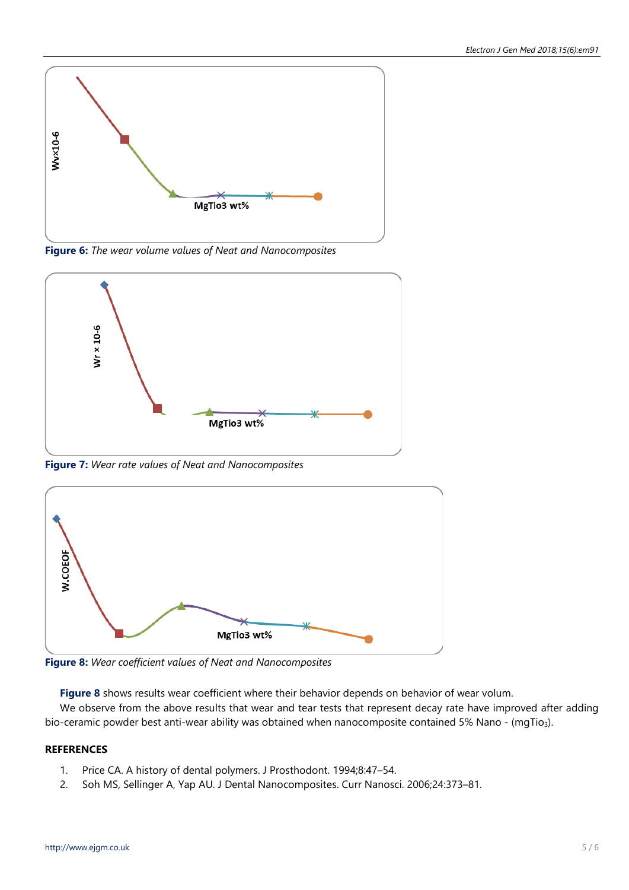Wv×10-6

MgTio3 wt%

**Figure 6:** *The wear volume values of Neat and Nanocomposites*

Wr × 10-6

MgTio3 wt%

**Figure 7:** *Wear rate values of Neat and Nanocomposites*

W.COEOF

MgTio3 wt%

**Figure 8:** *Wear coefficient values of Neat and Nanocomposites*

**Figure 8** shows results wear coefficient where their behavior depends on behavior of wear volum.

We observe from the above results that wear and tear tests that represent decay rate have improved after adding bio-ceramic powder best anti-wear ability was obtained when nanocomposite contained 5% Nano - (mgTio$_3$).

## REFERENCES

1. Price CA. A history of dental polymers. J Prosthodont. 1994;8:47–54.
2. Soh MS, Sellinger A, Yap AU. J Dental Nanocomposites. Curr Nanosci. 2006;24:373–81.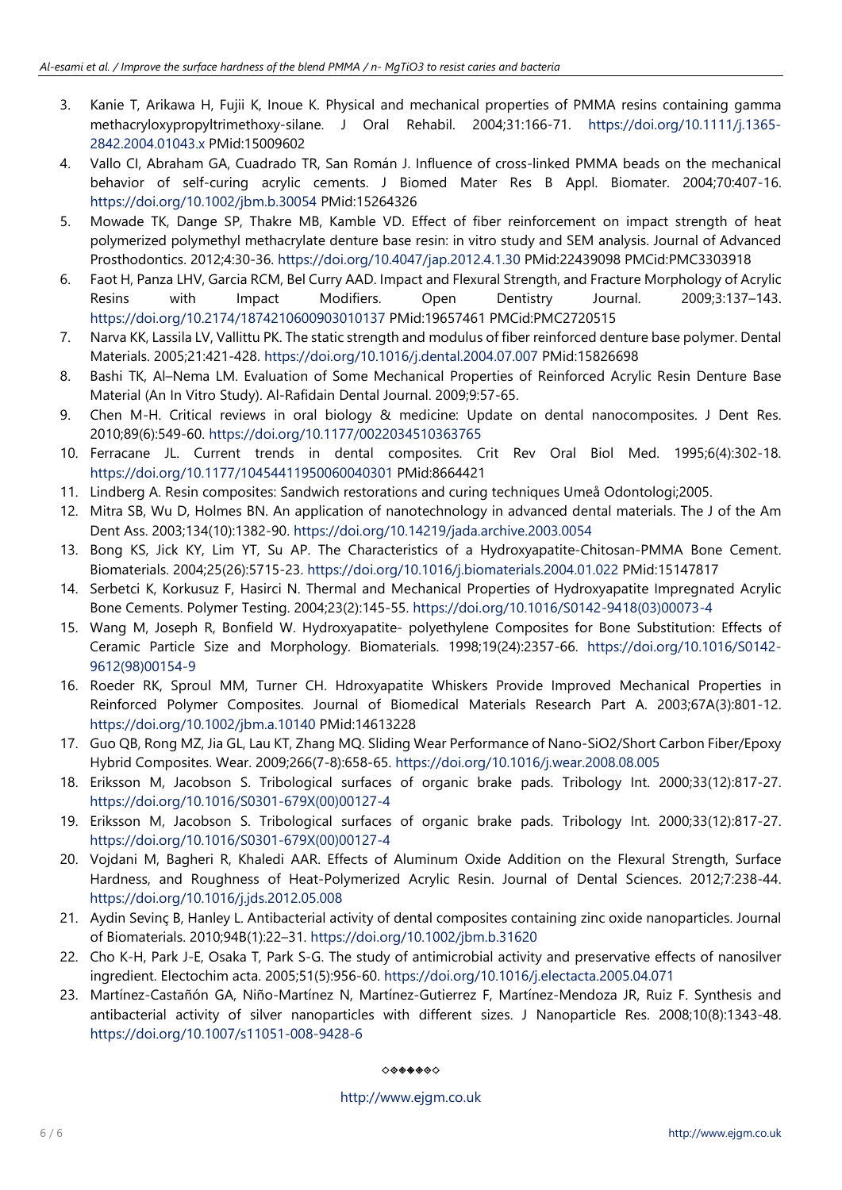3. Kanie T, Arikawa H, Fujii K, Inoue K. Physical and mechanical properties of PMMA resins containing gamma methacryloxypropyltrimethoxy-silane. J Oral Rehabil. 2004;31:166-71. https://doi.org/10.1111/j.1365-2842.2004.01043.x PMid:15009602
4. Vallo CI, Abraham GA, Cuadrado TR, San Román J. Influence of cross-linked PMMA beads on the mechanical behavior of self-curing acrylic cements. J Biomed Mater Res B Appl. Biomater. 2004;70:407-16. https://doi.org/10.1002/jbm.b.30054 PMid:15264326
5. Mowade TK, Dange SP, Thakre MB, Kamble VD. Effect of fiber reinforcement on impact strength of heat polymerized polymethyl methacrylate denture base resin: in vitro study and SEM analysis. Journal of Advanced Prosthodontics. 2012;4:30-36. https://doi.org/10.4047/jap.2012.4.1.30 PMid:22439098 PMCid:PMC3303918
6. Faot H, Panza LHV, Garcia RCM, Bel Curry AAD. Impact and Flexural Strength, and Fracture Morphology of Acrylic Resins with Impact Modifiers. Open Dentistry Journal. 2009;3:137–143. https://doi.org/10.2174/1874210600903010137 PMid:19657461 PMCid:PMC2720515
7. Narva KK, Lassila LV, Vallittu PK. The static strength and modulus of fiber reinforced denture base polymer. Dental Materials. 2005;21:421-428. https://doi.org/10.1016/j.dental.2004.07.007 PMid:15826698
8. Bashi TK, Al–Nema LM. Evaluation of Some Mechanical Properties of Reinforced Acrylic Resin Denture Base Material (An In Vitro Study). Al-Rafidain Dental Journal. 2009;9:57-65.
9. Chen M-H. Critical reviews in oral biology & medicine: Update on dental nanocomposites. J Dent Res. 2010;89(6):549-60. https://doi.org/10.1177/0022034510363765
10. Ferracane JL. Current trends in dental composites. Crit Rev Oral Biol Med. 1995;6(4):302-18. https://doi.org/10.1177/10454411950060040301 PMid:8664421
11. Lindberg A. Resin composites: Sandwich restorations and curing techniques Umeå Odontologi;2005.
12. Mitra SB, Wu D, Holmes BN. An application of nanotechnology in advanced dental materials. The J of the Am Dent Ass. 2003;134(10):1382-90. https://doi.org/10.14219/jada.archive.2003.0054
13. Bong KS, Jick KY, Lim YT, Su AP. The Characteristics of a Hydroxyapatite-Chitosan-PMMA Bone Cement. Biomaterials. 2004;25(26):5715-23. https://doi.org/10.1016/j.biomaterials.2004.01.022 PMid:15147817
14. Serbetci K, Korkusuz F, Hasirci N. Thermal and Mechanical Properties of Hydroxyapatite Impregnated Acrylic Bone Cements. Polymer Testing. 2004;23(2):145-55. https://doi.org/10.1016/S0142-9418(03)00073-4
15. Wang M, Joseph R, Bonfield W. Hydroxyapatite- polyethylene Composites for Bone Substitution: Effects of Ceramic Particle Size and Morphology. Biomaterials. 1998;19(24):2357-66. https://doi.org/10.1016/S0142-9612(98)00154-9
16. Roeder RK, Sproul MM, Turner CH. Hdroxyapatite Whiskers Provide Improved Mechanical Properties in Reinforced Polymer Composites. Journal of Biomedical Materials Research Part A. 2003;67A(3):801-12. https://doi.org/10.1002/jbm.a.10140 PMid:14613228
17. Guo QB, Rong MZ, Jia GL, Lau KT, Zhang MQ. Sliding Wear Performance of Nano-SiO2/Short Carbon Fiber/Epoxy Hybrid Composites. Wear. 2009;266(7-8):658-65. https://doi.org/10.1016/j.wear.2008.08.005
18. Eriksson M, Jacobson S. Tribological surfaces of organic brake pads. Tribology Int. 2000;33(12):817-27. https://doi.org/10.1016/S0301-679X(00)00127-4
19. Eriksson M, Jacobson S. Tribological surfaces of organic brake pads. Tribology Int. 2000;33(12):817-27. https://doi.org/10.1016/S0301-679X(00)00127-4
20. Vojdani M, Bagheri R, Khaledi AAR. Effects of Aluminum Oxide Addition on the Flexural Strength, Surface Hardness, and Roughness of Heat-Polymerized Acrylic Resin. Journal of Dental Sciences. 2012;7:238-44. https://doi.org/10.1016/j.jds.2012.05.008
21. Aydin Sevinç B, Hanley L. Antibacterial activity of dental composites containing zinc oxide nanoparticles. Journal of Biomaterials. 2010;94B(1):22–31. https://doi.org/10.1002/jbm.b.31620
22. Cho K-H, Park J-E, Osaka T, Park S-G. The study of antimicrobial activity and preservative effects of nanosilver ingredient. Electochim acta. 2005;51(5):956-60. https://doi.org/10.1016/j.electacta.2005.04.071
23. Martínez-Castañón GA, Niño-Martínez N, Martínez-Gutierrez F, Martínez-Mendoza JR, Ruiz F. Synthesis and antibacterial activity of silver nanoparticles with different sizes. J Nanoparticle Res. 2008;10(8):1343-48. https://doi.org/10.1007/s11051-008-9428-6

◇◆◆◆◆◇

http://www.ejgm.co.uk